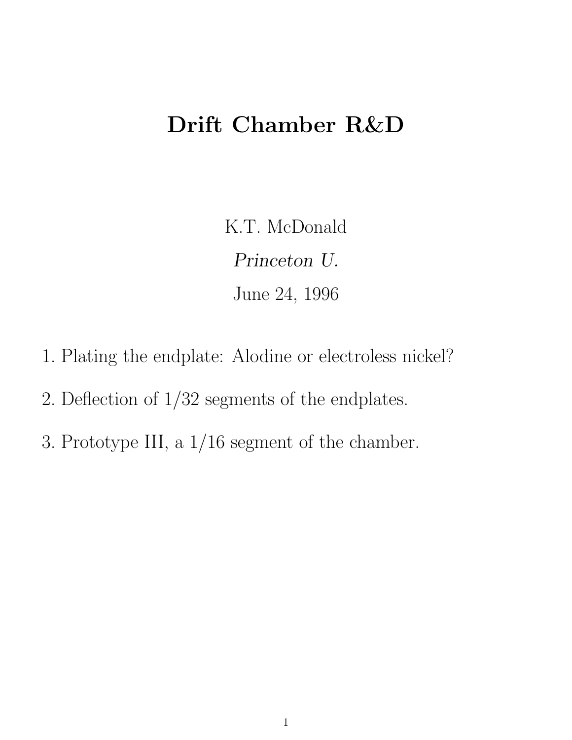# Drift Chamber R&D

K.T. McDonald

*Princeton U.*

June 24, 1996

1. Plating the endplate: Alodine or electroless nickel?
2. Deflection of 1/32 segments of the endplates.
3. Prototype III, a 1/16 segment of the chamber.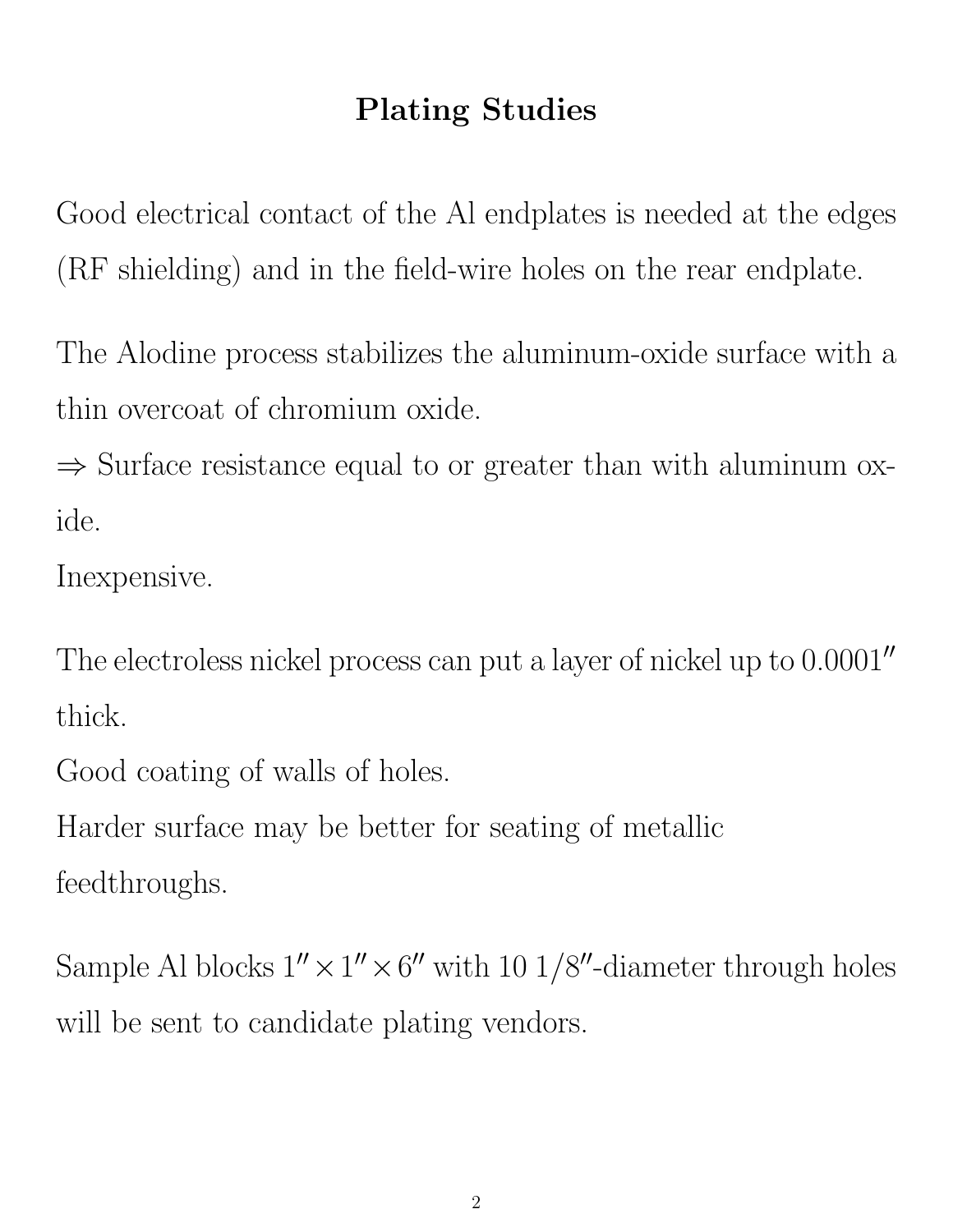# Plating Studies

Good electrical contact of the Al endplates is needed at the edges (RF shielding) and in the field-wire holes on the rear endplate.

The Alodine process stabilizes the aluminum-oxide surface with a thin overcoat of chromium oxide.
$\Rightarrow$ Surface resistance equal to or greater than with aluminum oxide.
Inexpensive.

The electroless nickel process can put a layer of nickel up to $0.0001''$ thick.
Good coating of walls of holes.
Harder surface may be better for seating of metallic feedthroughs.

Sample Al blocks $1'' \times 1'' \times 6''$ with 10 $1/8''$-diameter through holes will be sent to candidate plating vendors.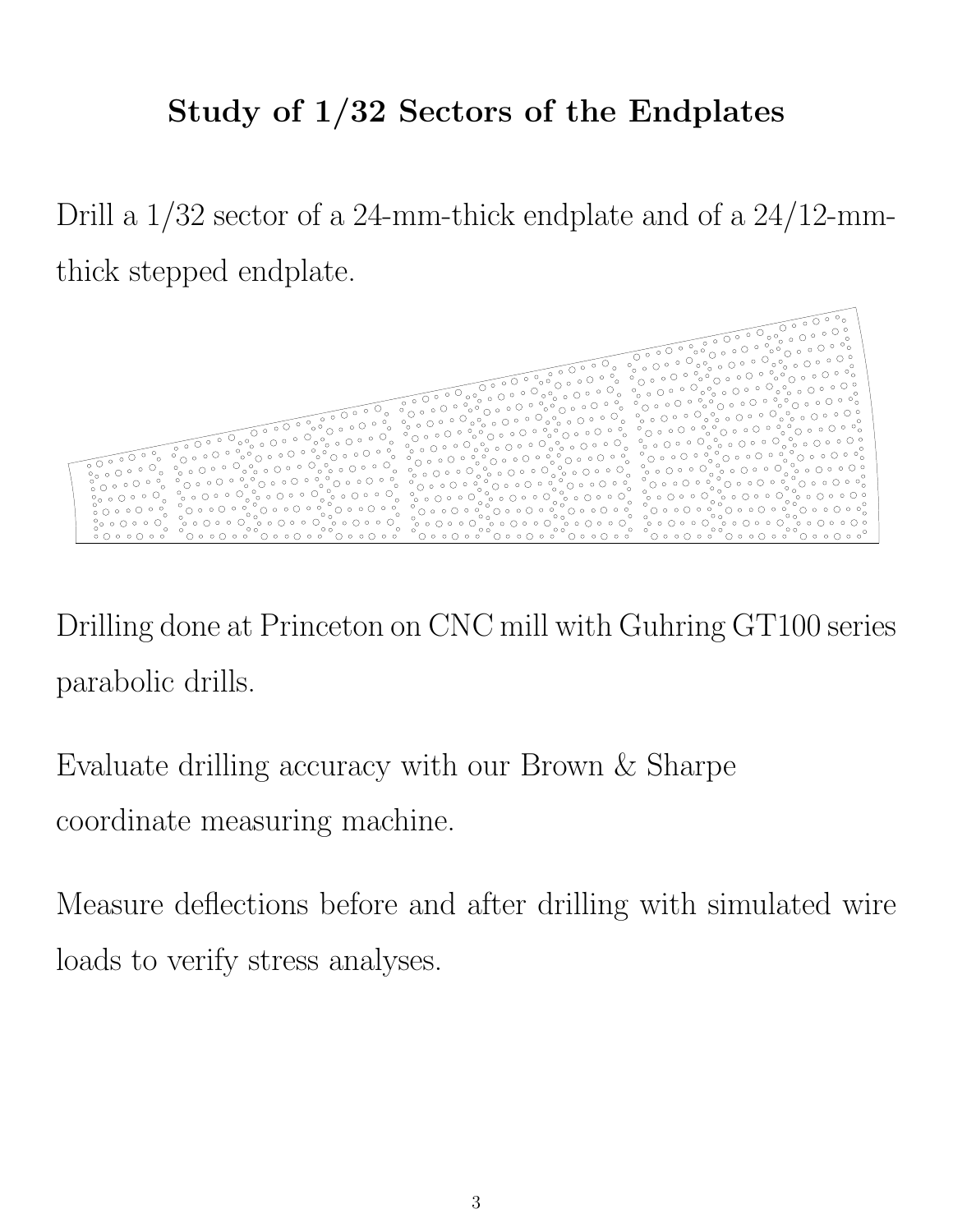# Study of 1/32 Sectors of the Endplates

Drill a 1/32 sector of a 24-mm-thick endplate and of a 24/12-mm-thick stepped endplate.

Drilling done at Princeton on CNC mill with Guhring GT100 series parabolic drills.

Evaluate drilling accuracy with our Brown & Sharpe coordinate measuring machine.

Measure deflections before and after drilling with simulated wire loads to verify stress analyses.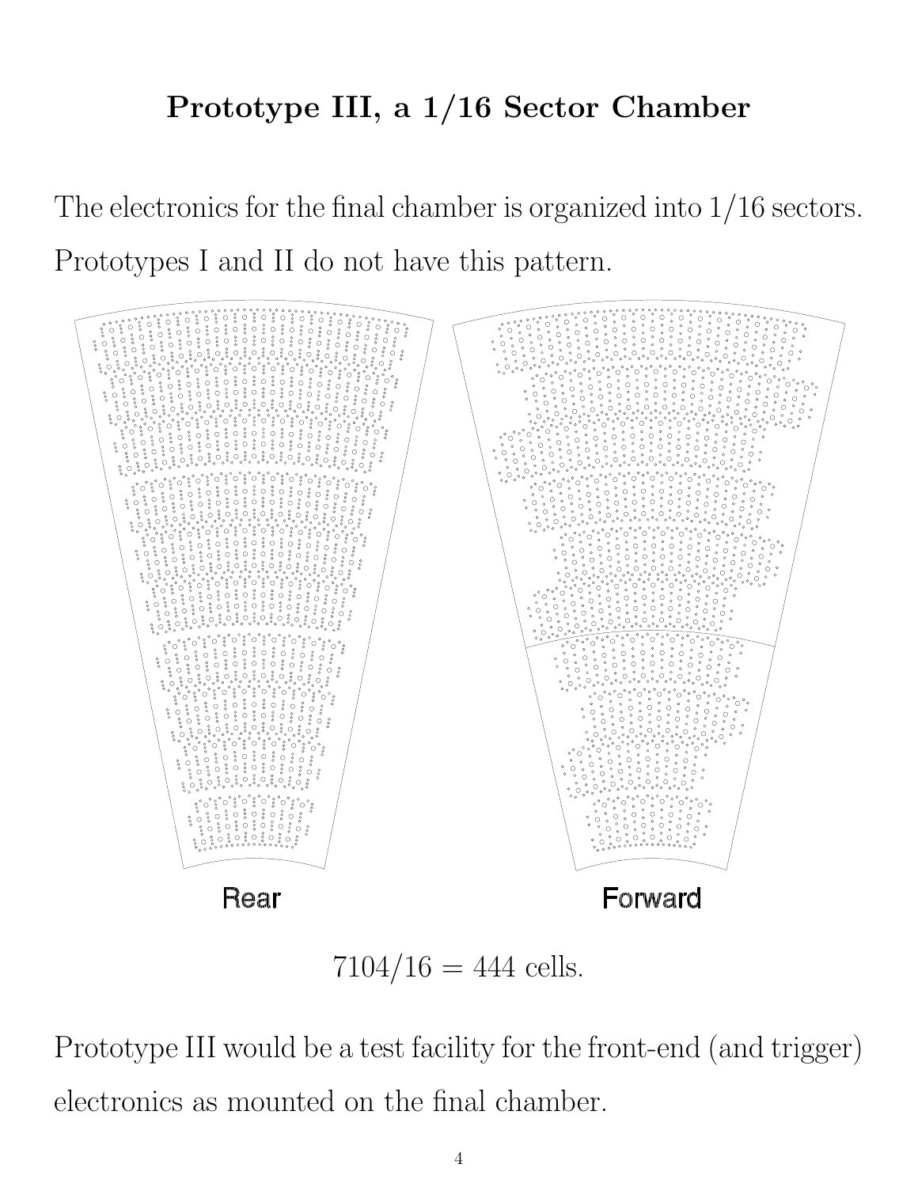# Prototype III, a 1/16 Sector Chamber

The electronics for the final chamber is organized into 1/16 sectors. Prototypes I and II do not have this pattern.

Rear

Forward

$7104/16 = 444$ cells.

Prototype III would be a test facility for the front-end (and trigger) electronics as mounted on the final chamber.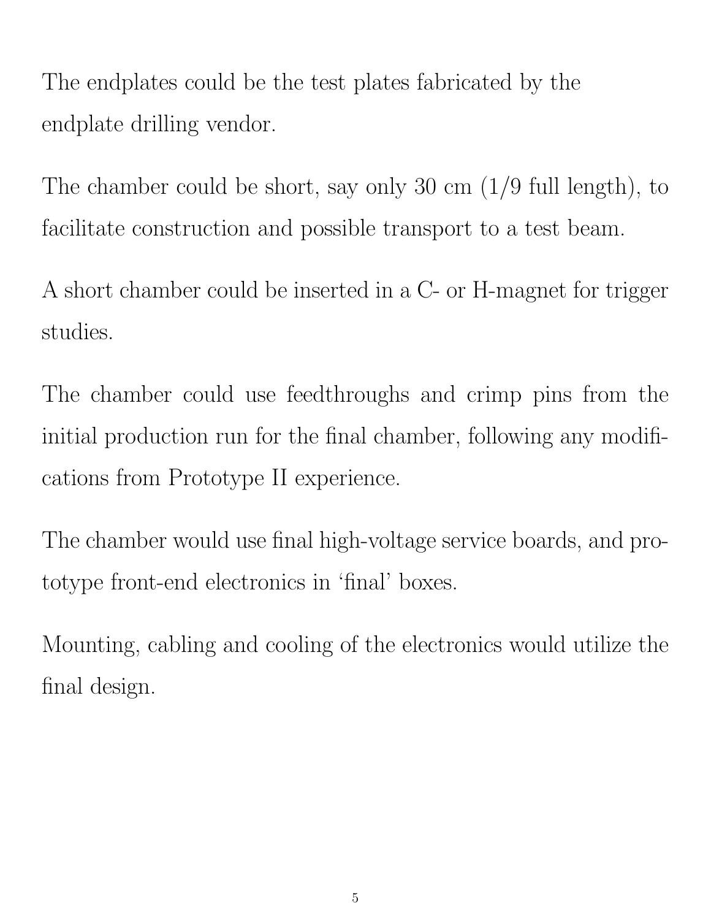The endplates could be the test plates fabricated by the endplate drilling vendor.

The chamber could be short, say only 30 cm (1/9 full length), to facilitate construction and possible transport to a test beam.

A short chamber could be inserted in a C- or H-magnet for trigger studies.

The chamber could use feedthroughs and crimp pins from the initial production run for the final chamber, following any modifications from Prototype II experience.

The chamber would use final high-voltage service boards, and prototype front-end electronics in 'final' boxes.

Mounting, cabling and cooling of the electronics would utilize the final design.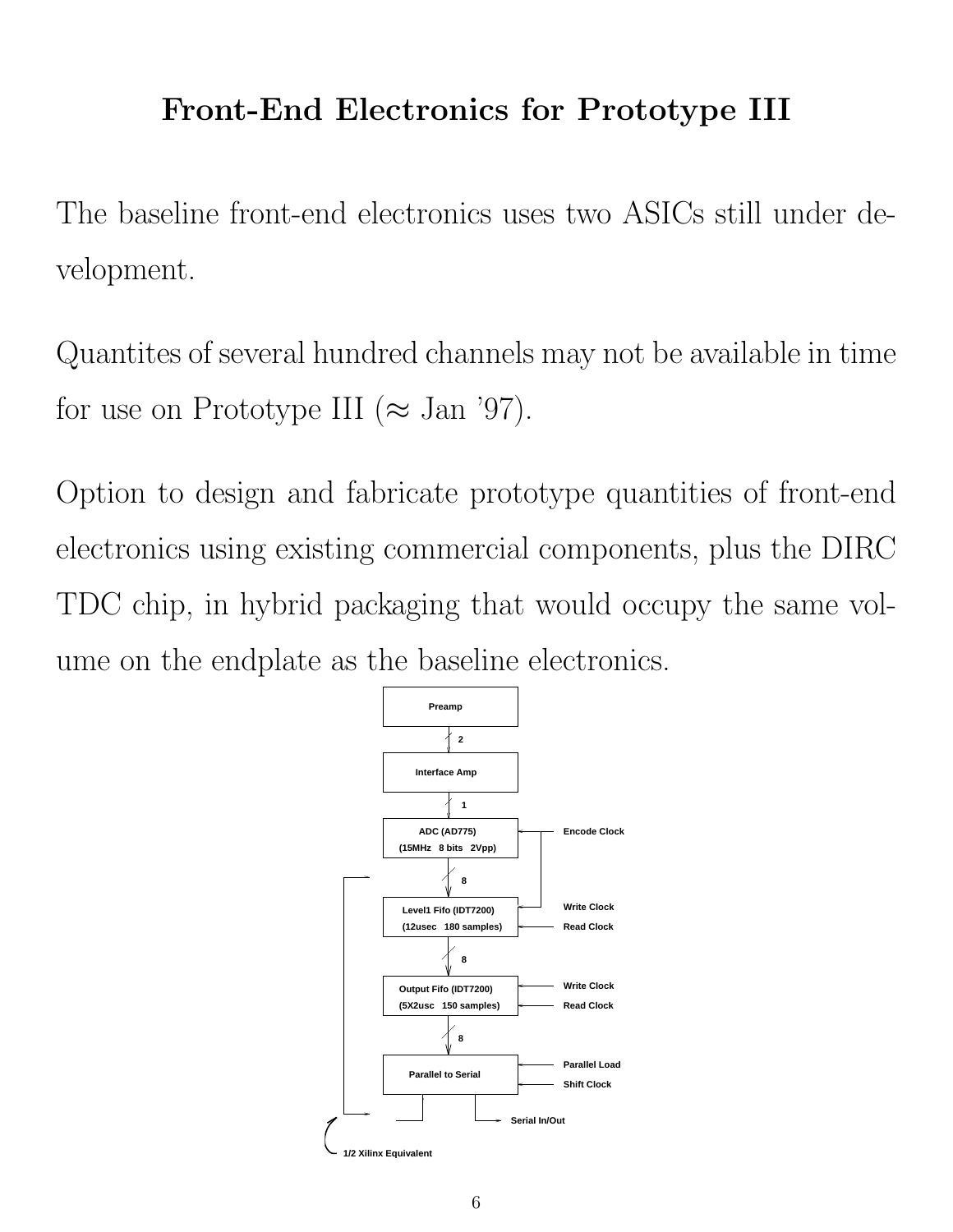# Front-End Electronics for Prototype III

The baseline front-end electronics uses two ASICs still under development.

Quantites of several hundred channels may not be available in time for use on Prototype III ($\approx$ Jan '97).

Option to design and fabricate prototype quantities of front-end electronics using existing commercial components, plus the DIRC TDC chip, in hybrid packaging that would occupy the same volume on the endplate as the baseline electronics.

Preamp

2

Interface Amp

1

ADC (AD775)
(15MHz 8 bits 2Vpp)

Encode Clock

8

Level1 Fifo (IDT7200)
(12usec 180 samples)

Write Clock
Read Clock

8

Output Fifo (IDT7200)
(5X2usc 150 samples)

Write Clock
Read Clock

8

Parallel to Serial

Parallel Load
Shift Clock

Serial In/Out

1/2 Xilinx Equivalent